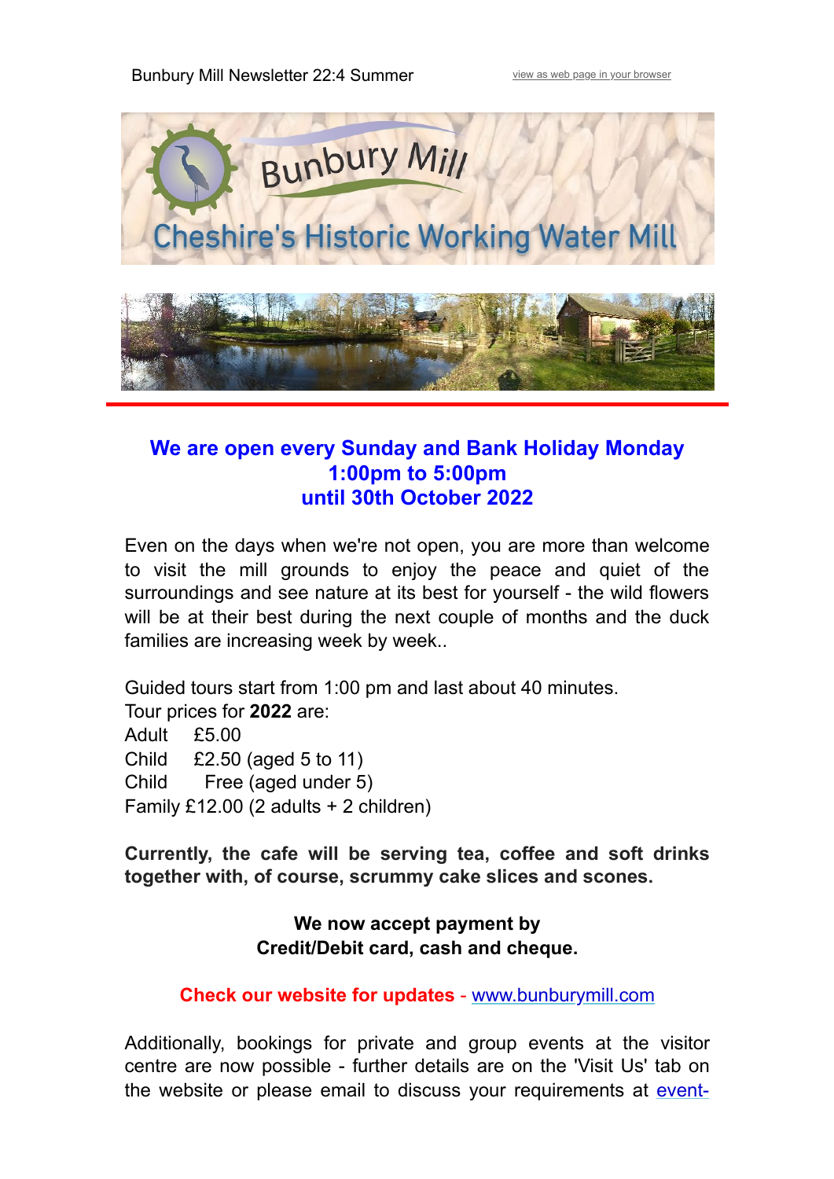Bunbury Mill Newsletter 22:4 Summer

view as web page in your browser

Bunbury Mill

Cheshire's Historic Working Water Mill

## We are open every Sunday and Bank Holiday Monday 1:00pm to 5:00pm until 30th October 2022

Even on the days when we're not open, you are more than welcome to visit the mill grounds to enjoy the peace and quiet of the surroundings and see nature at its best for yourself - the wild flowers will be at their best during the next couple of months and the duck families are increasing week by week..

Guided tours start from 1:00 pm and last about 40 minutes.
Tour prices for **2022** are:
Adult £5.00
Child £2.50 (aged 5 to 11)
Child Free (aged under 5)
Family £12.00 (2 adults + 2 children)

**Currently, the cafe will be serving tea, coffee and soft drinks together with, of course, scrummy cake slices and scones.**

**We now accept payment by Credit/Debit card, cash and cheque.**

**Check our website for updates** - www.bunburymill.com

Additionally, bookings for private and group events at the visitor centre are now possible - further details are on the 'Visit Us' tab on the website or please email to discuss your requirements at event-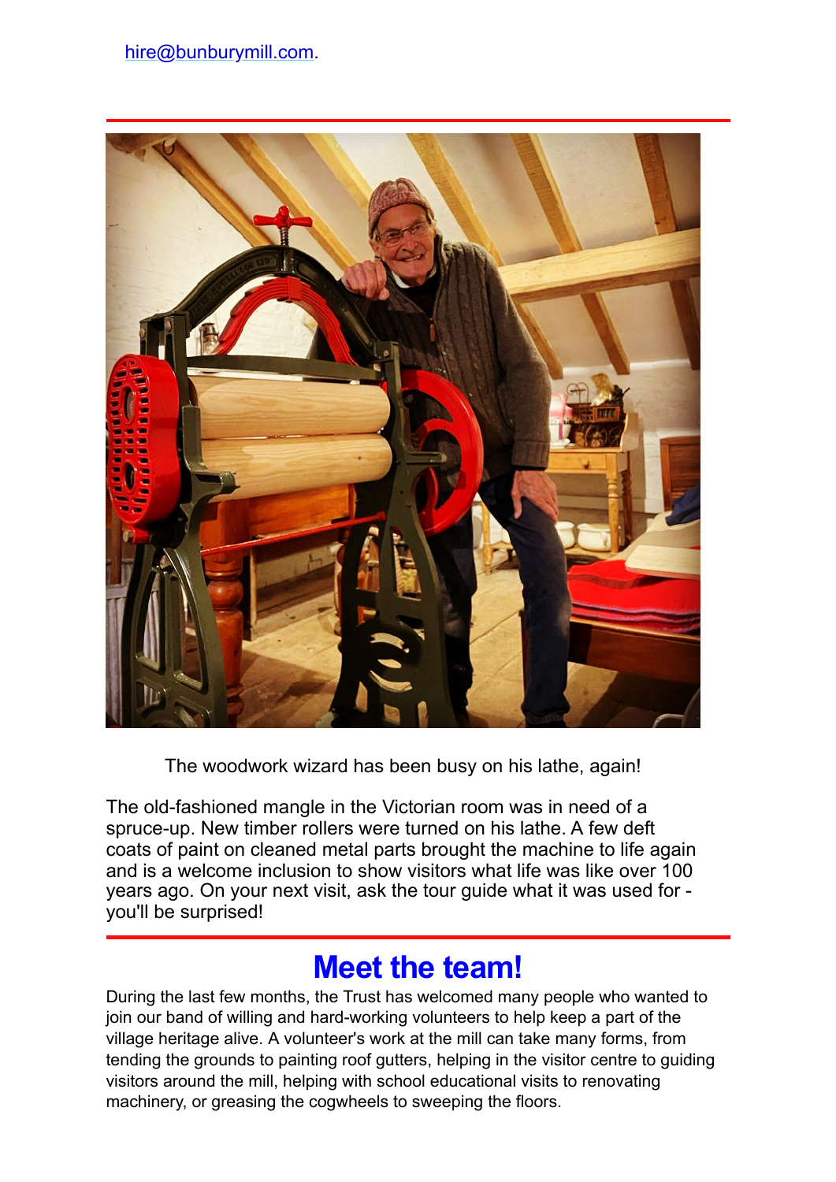hire@bunburymill.com.

The woodwork wizard has been busy on his lathe, again!

The old-fashioned mangle in the Victorian room was in need of a spruce-up. New timber rollers were turned on his lathe. A few deft coats of paint on cleaned metal parts brought the machine to life again and is a welcome inclusion to show visitors what life was like over 100 years ago. On your next visit, ask the tour guide what it was used for - you'll be surprised!

## Meet the team!

During the last few months, the Trust has welcomed many people who wanted to join our band of willing and hard-working volunteers to help keep a part of the village heritage alive. A volunteer's work at the mill can take many forms, from tending the grounds to painting roof gutters, helping in the visitor centre to guiding visitors around the mill, helping with school educational visits to renovating machinery, or greasing the cogwheels to sweeping the floors.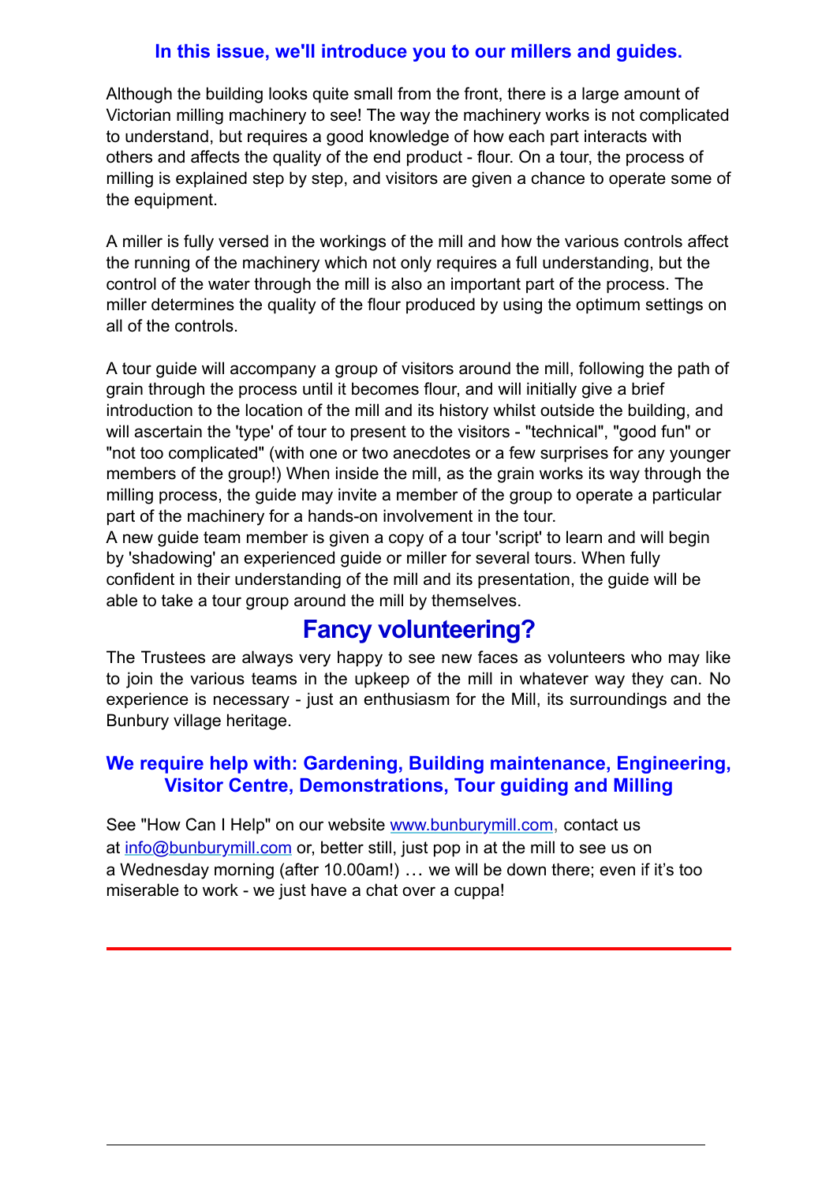### In this issue, we'll introduce you to our millers and guides.

Although the building looks quite small from the front, there is a large amount of Victorian milling machinery to see! The way the machinery works is not complicated to understand, but requires a good knowledge of how each part interacts with others and affects the quality of the end product - flour. On a tour, the process of milling is explained step by step, and visitors are given a chance to operate some of the equipment.

A miller is fully versed in the workings of the mill and how the various controls affect the running of the machinery which not only requires a full understanding, but the control of the water through the mill is also an important part of the process. The miller determines the quality of the flour produced by using the optimum settings on all of the controls.

A tour guide will accompany a group of visitors around the mill, following the path of grain through the process until it becomes flour, and will initially give a brief introduction to the location of the mill and its history whilst outside the building, and will ascertain the 'type' of tour to present to the visitors - "technical", "good fun" or "not too complicated" (with one or two anecdotes or a few surprises for any younger members of the group!) When inside the mill, as the grain works its way through the milling process, the guide may invite a member of the group to operate a particular part of the machinery for a hands-on involvement in the tour.

A new guide team member is given a copy of a tour 'script' to learn and will begin by 'shadowing' an experienced guide or miller for several tours. When fully confident in their understanding of the mill and its presentation, the guide will be able to take a tour group around the mill by themselves.

## Fancy volunteering?

The Trustees are always very happy to see new faces as volunteers who may like to join the various teams in the upkeep of the mill in whatever way they can. No experience is necessary - just an enthusiasm for the Mill, its surroundings and the Bunbury village heritage.

### We require help with: Gardening, Building maintenance, Engineering, Visitor Centre, Demonstrations, Tour guiding and Milling

See "How Can I Help" on our website www.bunburymill.com, contact us at info@bunburymill.com or, better still, just pop in at the mill to see us on a Wednesday morning (after 10.00am!) … we will be down there; even if it's too miserable to work - we just have a chat over a cuppa!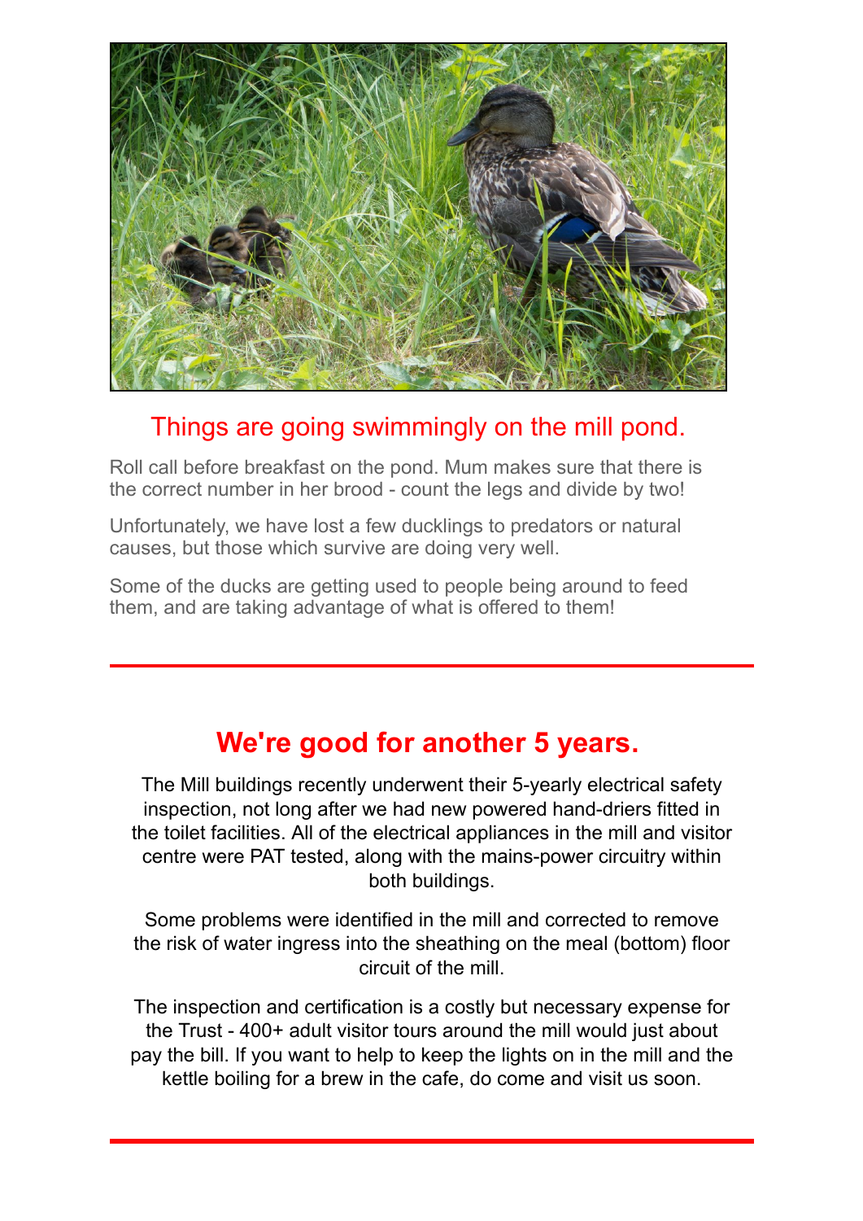## Things are going swimmingly on the mill pond.

Roll call before breakfast on the pond. Mum makes sure that there is the correct number in her brood - count the legs and divide by two!

Unfortunately, we have lost a few ducklings to predators or natural causes, but those which survive are doing very well.

Some of the ducks are getting used to people being around to feed them, and are taking advantage of what is offered to them!

---

## We're good for another 5 years.

The Mill buildings recently underwent their 5-yearly electrical safety inspection, not long after we had new powered hand-driers fitted in the toilet facilities. All of the electrical appliances in the mill and visitor centre were PAT tested, along with the mains-power circuitry within both buildings.

Some problems were identified in the mill and corrected to remove the risk of water ingress into the sheathing on the meal (bottom) floor circuit of the mill.

The inspection and certification is a costly but necessary expense for the Trust - 400+ adult visitor tours around the mill would just about pay the bill. If you want to help to keep the lights on in the mill and the kettle boiling for a brew in the cafe, do come and visit us soon.

---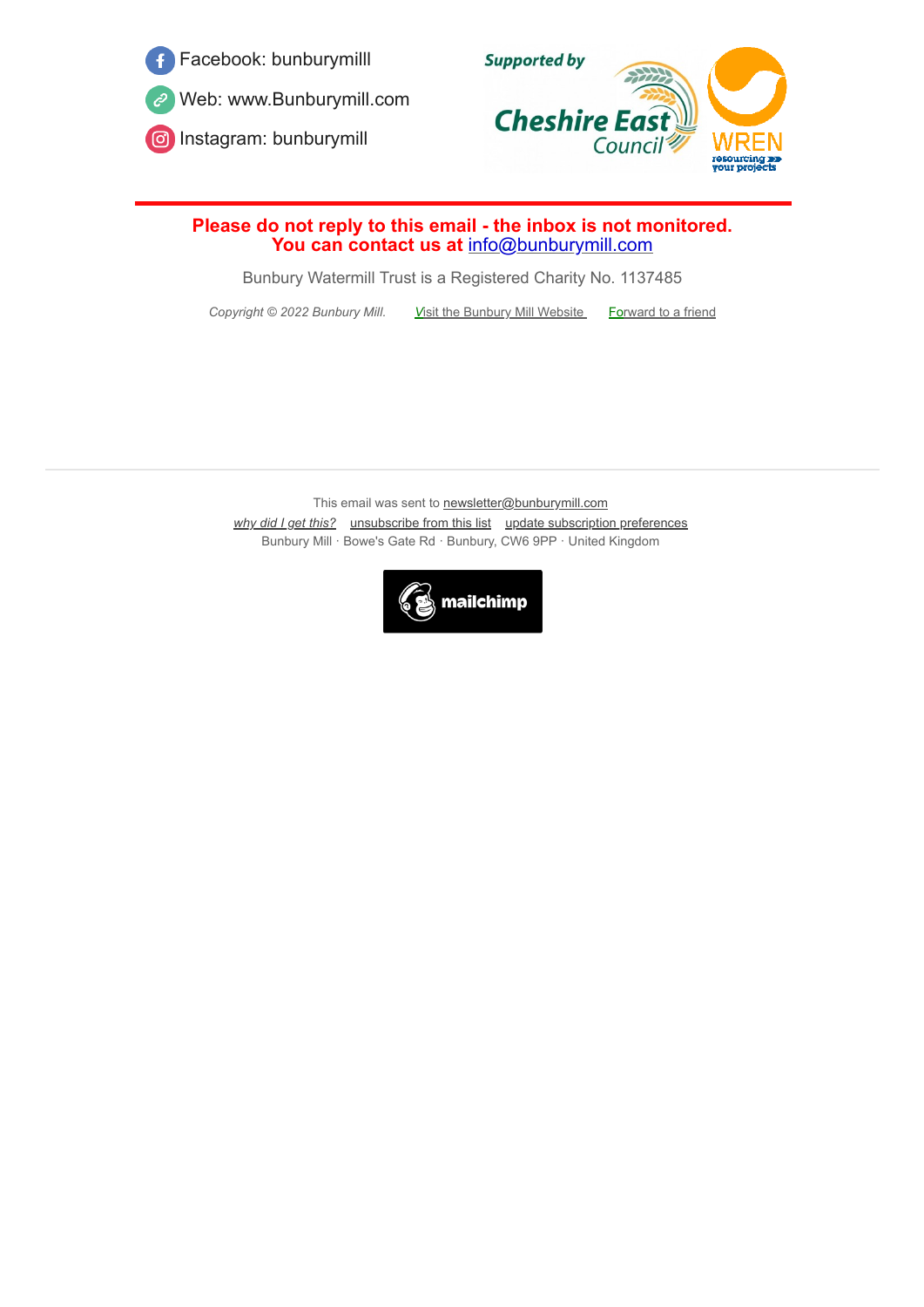Facebook: bunburymilll

Web: www.Bunburymill.com

Instagram: bunburymill

Supported by

Cheshire East Council

WREN resourcing your projects

**Please do not reply to this email - the inbox is not monitored.**
**You can contact us at info@bunburymill.com**

Bunbury Watermill Trust is a Registered Charity No. 1137485

*Copyright © 2022 Bunbury Mill.* Visit the Bunbury Mill Website Forward to a friend

---

This email was sent to newsletter@bunburymill.com

*why did I get this?* unsubscribe from this list update subscription preferences

Bunbury Mill · Bowe's Gate Rd · Bunbury, CW6 9PP · United Kingdom

mailchimp